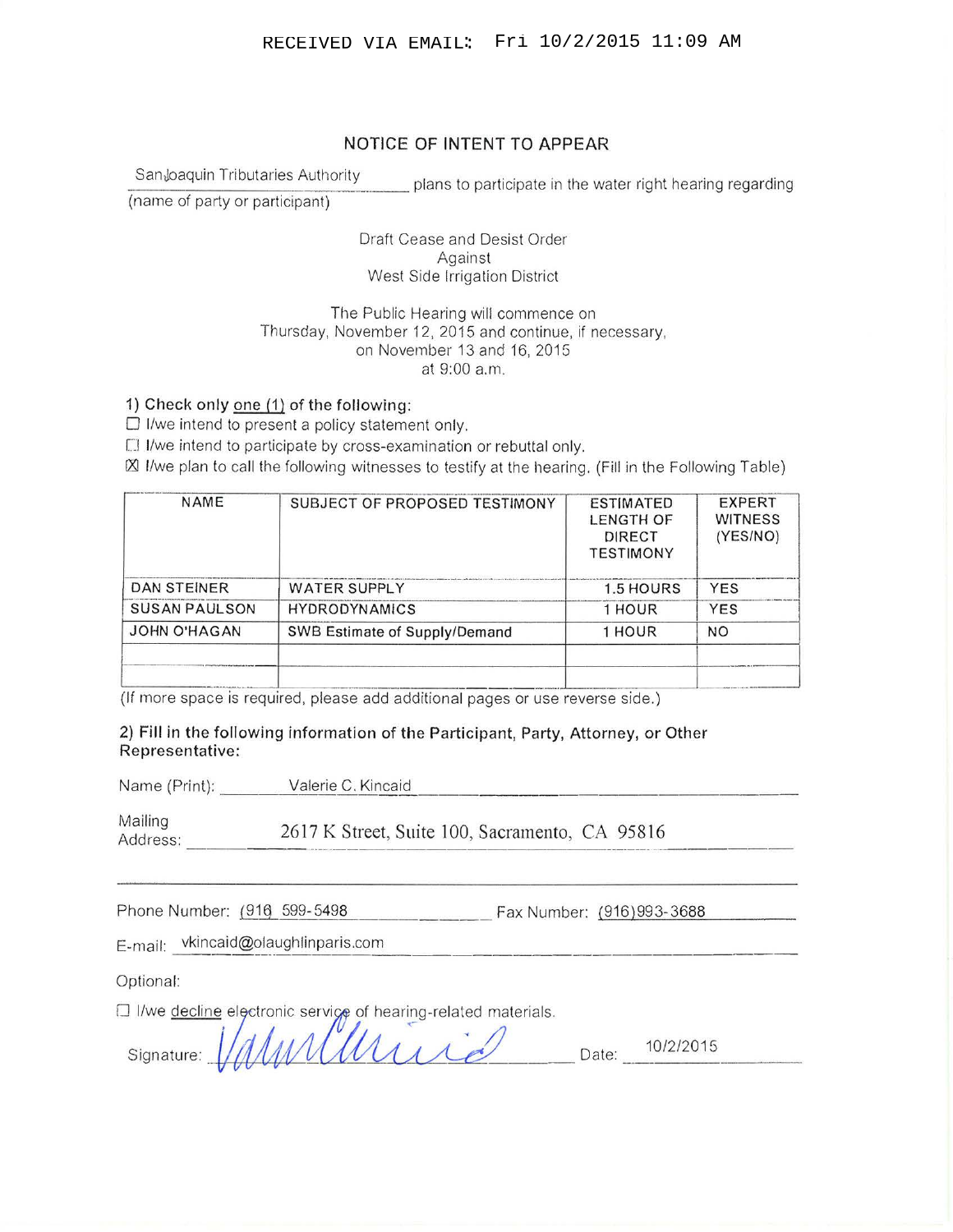RECEIVED VIA EMAIL: Fri 10/2/2015 11:09 AM

# NOTICE OF INTENT TO APPEAR

San Joaquin Tributaries Authority plans to participate in the water right hearing regarding
(name of party or participant)

Draft Cease and Desist Order
Against
West Side Irrigation District

The Public Hearing will commence on
Thursday, November 12, 2015 and continue, if necessary,
on November 13 and 16, 2015
at 9:00 a.m.

**1) Check only one (1) of the following:**

☐ I/we intend to present a policy statement only.

☐ I/we intend to participate by cross-examination or rebuttal only.

☒ I/we plan to call the following witnesses to testify at the hearing. (Fill in the Following Table)

| NAME | SUBJECT OF PROPOSED TESTIMONY | ESTIMATED LENGTH OF DIRECT TESTIMONY | EXPERT WITNESS (YES/NO) |
|---|---|---|---|
| DAN STEINER | WATER SUPPLY | 1.5 HOURS | YES |
| SUSAN PAULSON | HYDRODYNAMICS | 1 HOUR | YES |
| JOHN O'HAGAN | SWB Estimate of Supply/Demand | 1 HOUR | NO |
| | | | |
| | | | |

(If more space is required, please add additional pages or use reverse side.)

**2) Fill in the following information of the Participant, Party, Attorney, or Other Representative:**

Name (Print): Valerie C. Kincaid

Mailing Address: 2617 K Street, Suite 100, Sacramento, CA 95816

Phone Number: (916) 599-5498 Fax Number: (916)993-3688

E-mail: vkincaid@olaughlinparis.com

Optional:

☐ I/we decline electronic service of hearing-related materials.

Signature: [signature] Date: 10/2/2015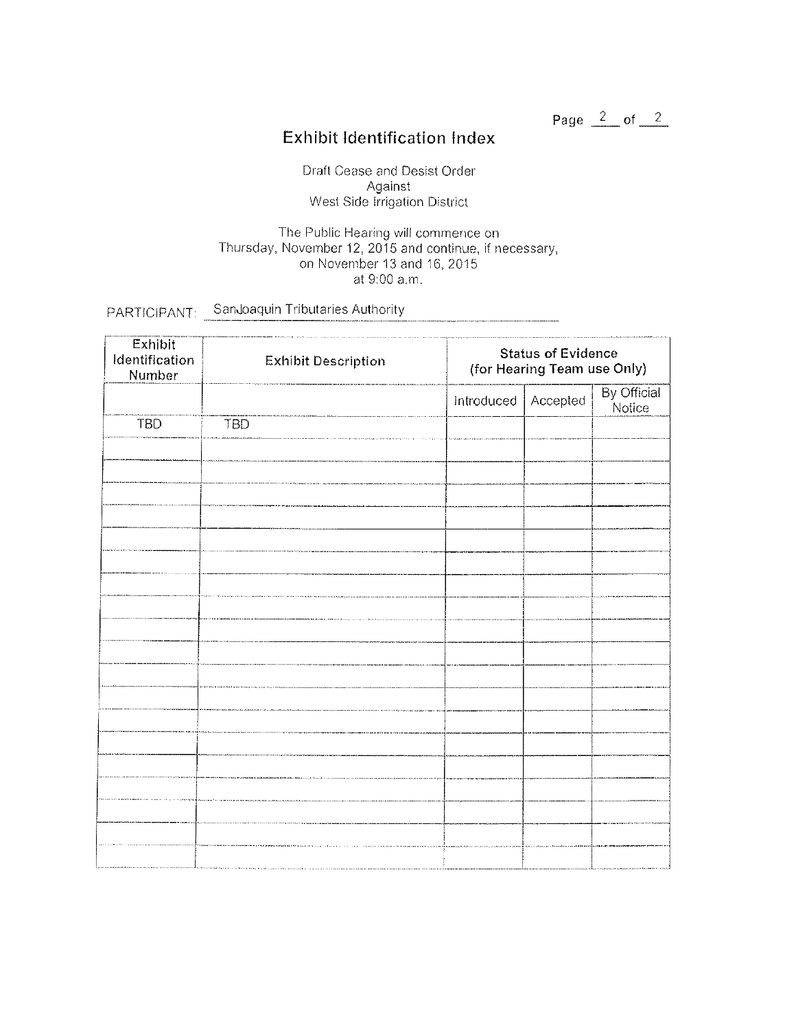## Exhibit Identification Index

Draft Cease and Desist Order
Against
West Side Irrigation District

The Public Hearing will commence on
Thursday, November 12, 2015 and continue, if necessary,
on November 13 and 16, 2015
at 9:00 a.m.

PARTICIPANT: SanJoaquin Tributaries Authority

| Exhibit Identification Number | Exhibit Description | Status of Evidence (for Hearing Team use Only) | | |
|---|---|---|---|---|
| | | Introduced | Accepted | By Official Notice |
| TBD | TBD | | | |
| | | | | |
| | | | | |
| | | | | |
| | | | | |
| | | | | |
| | | | | |
| | | | | |
| | | | | |
| | | | | |
| | | | | |
| | | | | |
| | | | | |
| | | | | |
| | | | | |
| | | | | |
| | | | | |
| | | | | |
| | | | | |
| | | | | |